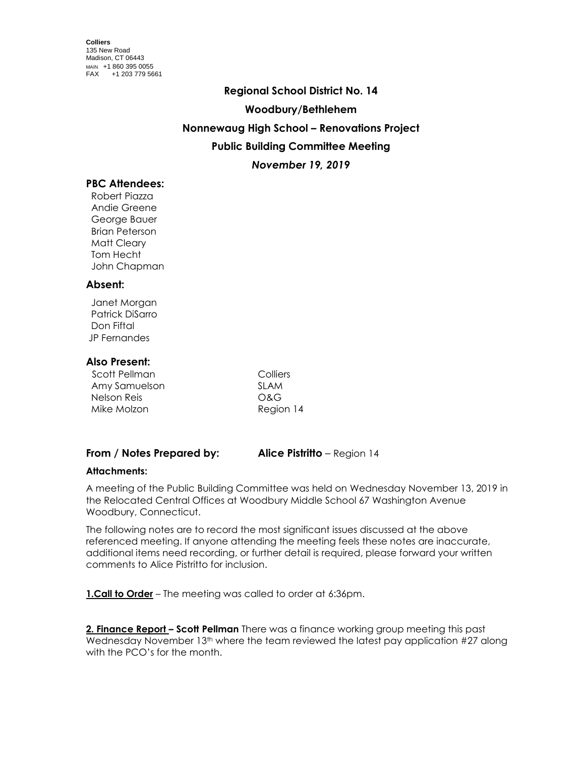**Colliers**
135 New Road
Madison, CT 06443
MAIN +1 860 395 0055
FAX +1 203 779 5661

**Regional School District No. 14**

**Woodbury/Bethlehem**

**Nonnewaug High School – Renovations Project**

**Public Building Committee Meeting**

***November 19, 2019***

### PBC Attendees:

Robert Piazza
Andie Greene
George Bauer
Brian Peterson
Matt Cleary
Tom Hecht
John Chapman

### Absent:

Janet Morgan
Patrick DiSarro
Don Fiftal
JP Fernandes

### Also Present:

| | |
|---|---|
| Scott Pellman | Colliers |
| Amy Samuelson | SLAM |
| Nelson Reis | O&G |
| Mike Molzon | Region 14 |

**From / Notes Prepared by:** **Alice Pistritto** – Region 14

**Attachments:**

A meeting of the Public Building Committee was held on Wednesday November 13, 2019 in the Relocated Central Offices at Woodbury Middle School 67 Washington Avenue Woodbury, Connecticut.

The following notes are to record the most significant issues discussed at the above referenced meeting. If anyone attending the meeting feels these notes are inaccurate, additional items need recording, or further detail is required, please forward your written comments to Alice Pistritto for inclusion.

**1.Call to Order** – The meeting was called to order at 6:36pm.

**2. Finance Report – Scott Pellman** There was a finance working group meeting this past Wednesday November 13th where the team reviewed the latest pay application #27 along with the PCO's for the month.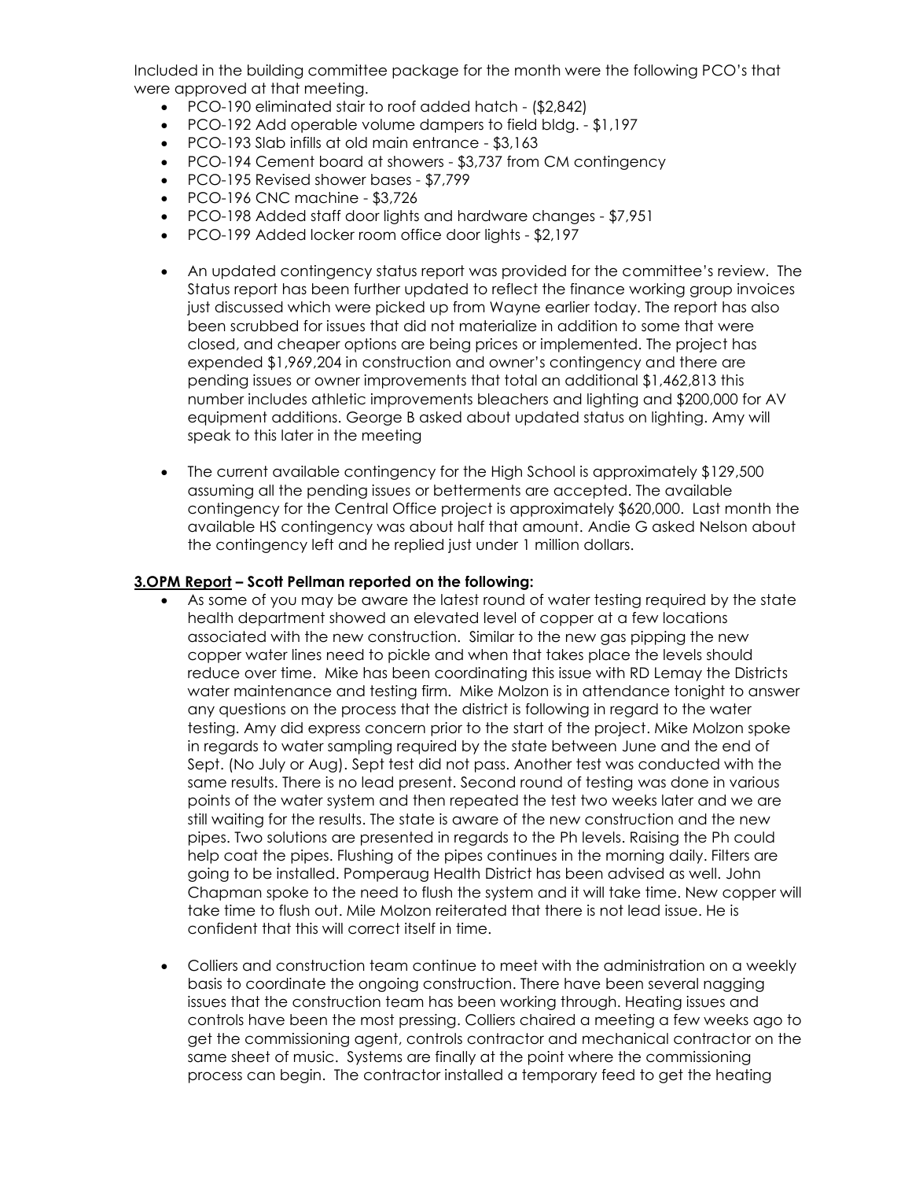Included in the building committee package for the month were the following PCO's that were approved at that meeting.

- PCO-190 eliminated stair to roof added hatch - ($2,842)
- PCO-192 Add operable volume dampers to field bldg. - $1,197
- PCO-193 Slab infills at old main entrance - $3,163
- PCO-194 Cement board at showers - $3,737 from CM contingency
- PCO-195 Revised shower bases - $7,799
- PCO-196 CNC machine - $3,726
- PCO-198 Added staff door lights and hardware changes - $7,951
- PCO-199 Added locker room office door lights - $2,197

- An updated contingency status report was provided for the committee's review. The Status report has been further updated to reflect the finance working group invoices just discussed which were picked up from Wayne earlier today. The report has also been scrubbed for issues that did not materialize in addition to some that were closed, and cheaper options are being prices or implemented. The project has expended $1,969,204 in construction and owner's contingency and there are pending issues or owner improvements that total an additional $1,462,813 this number includes athletic improvements bleachers and lighting and $200,000 for AV equipment additions. George B asked about updated status on lighting. Amy will speak to this later in the meeting

- The current available contingency for the High School is approximately $129,500 assuming all the pending issues or betterments are accepted. The available contingency for the Central Office project is approximately $620,000. Last month the available HS contingency was about half that amount. Andie G asked Nelson about the contingency left and he replied just under 1 million dollars.

**3.OPM Report – Scott Pellman reported on the following:**

- As some of you may be aware the latest round of water testing required by the state health department showed an elevated level of copper at a few locations associated with the new construction. Similar to the new gas pipping the new copper water lines need to pickle and when that takes place the levels should reduce over time. Mike has been coordinating this issue with RD Lemay the Districts water maintenance and testing firm. Mike Molzon is in attendance tonight to answer any questions on the process that the district is following in regard to the water testing. Amy did express concern prior to the start of the project. Mike Molzon spoke in regards to water sampling required by the state between June and the end of Sept. (No July or Aug). Sept test did not pass. Another test was conducted with the same results. There is no lead present. Second round of testing was done in various points of the water system and then repeated the test two weeks later and we are still waiting for the results. The state is aware of the new construction and the new pipes. Two solutions are presented in regards to the Ph levels. Raising the Ph could help coat the pipes. Flushing of the pipes continues in the morning daily. Filters are going to be installed. Pomperaug Health District has been advised as well. John Chapman spoke to the need to flush the system and it will take time. New copper will take time to flush out. Mile Molzon reiterated that there is not lead issue. He is confident that this will correct itself in time.

- Colliers and construction team continue to meet with the administration on a weekly basis to coordinate the ongoing construction. There have been several nagging issues that the construction team has been working through. Heating issues and controls have been the most pressing. Colliers chaired a meeting a few weeks ago to get the commissioning agent, controls contractor and mechanical contractor on the same sheet of music. Systems are finally at the point where the commissioning process can begin. The contractor installed a temporary feed to get the heating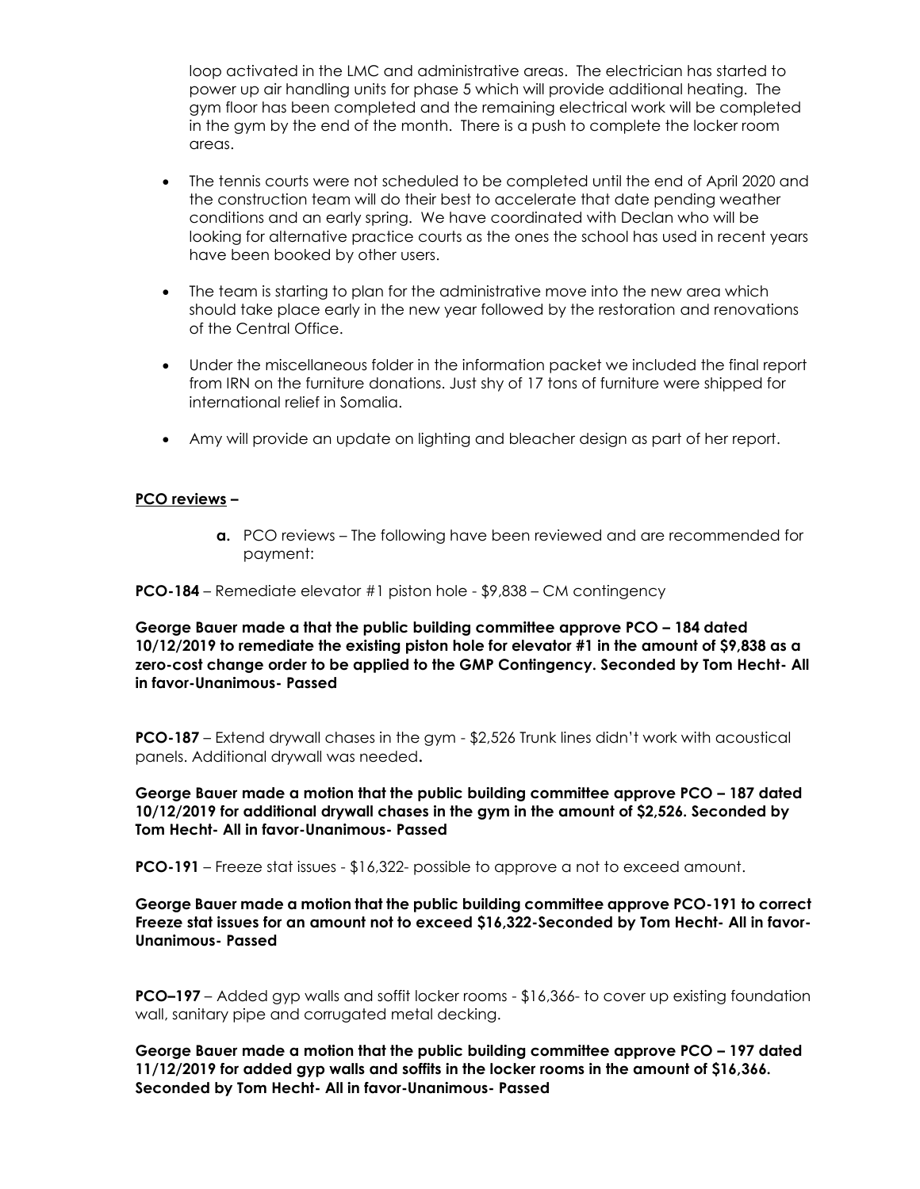loop activated in the LMC and administrative areas. The electrician has started to power up air handling units for phase 5 which will provide additional heating. The gym floor has been completed and the remaining electrical work will be completed in the gym by the end of the month. There is a push to complete the locker room areas.

- The tennis courts were not scheduled to be completed until the end of April 2020 and the construction team will do their best to accelerate that date pending weather conditions and an early spring. We have coordinated with Declan who will be looking for alternative practice courts as the ones the school has used in recent years have been booked by other users.
- The team is starting to plan for the administrative move into the new area which should take place early in the new year followed by the restoration and renovations of the Central Office.
- Under the miscellaneous folder in the information packet we included the final report from IRN on the furniture donations. Just shy of 17 tons of furniture were shipped for international relief in Somalia.
- Amy will provide an update on lighting and bleacher design as part of her report.

**PCO reviews –**

**a.** PCO reviews – The following have been reviewed and are recommended for payment:

**PCO-184** – Remediate elevator #1 piston hole - $9,838 – CM contingency

**George Bauer made a that the public building committee approve PCO – 184 dated 10/12/2019 to remediate the existing piston hole for elevator #1 in the amount of $9,838 as a zero-cost change order to be applied to the GMP Contingency. Seconded by Tom Hecht- All in favor-Unanimous- Passed**

**PCO-187** – Extend drywall chases in the gym - $2,526 Trunk lines didn't work with acoustical panels. Additional drywall was needed**.**

**George Bauer made a motion that the public building committee approve PCO – 187 dated 10/12/2019 for additional drywall chases in the gym in the amount of $2,526. Seconded by Tom Hecht- All in favor-Unanimous- Passed**

**PCO-191** – Freeze stat issues - $16,322- possible to approve a not to exceed amount.

**George Bauer made a motion that the public building committee approve PCO-191 to correct Freeze stat issues for an amount not to exceed $16,322-Seconded by Tom Hecht- All in favor-Unanimous- Passed**

**PCO–197** – Added gyp walls and soffit locker rooms - $16,366- to cover up existing foundation wall, sanitary pipe and corrugated metal decking.

**George Bauer made a motion that the public building committee approve PCO – 197 dated 11/12/2019 for added gyp walls and soffits in the locker rooms in the amount of $16,366. Seconded by Tom Hecht- All in favor-Unanimous- Passed**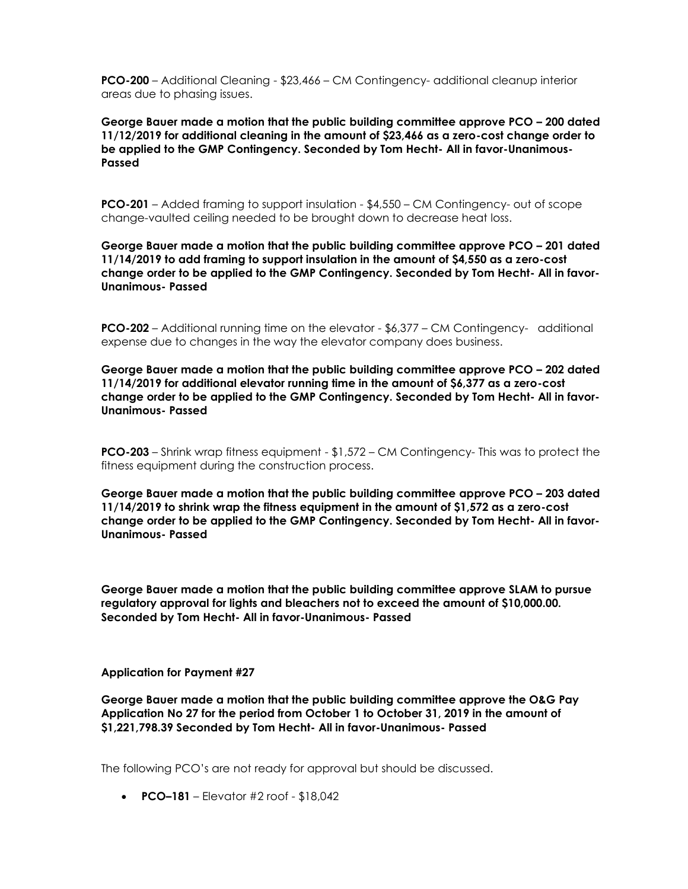**PCO-200** – Additional Cleaning - $23,466 – CM Contingency- additional cleanup interior areas due to phasing issues.

**George Bauer made a motion that the public building committee approve PCO – 200 dated 11/12/2019 for additional cleaning in the amount of $23,466 as a zero-cost change order to be applied to the GMP Contingency. Seconded by Tom Hecht- All in favor-Unanimous- Passed**

**PCO-201** – Added framing to support insulation - $4,550 – CM Contingency- out of scope change-vaulted ceiling needed to be brought down to decrease heat loss.

**George Bauer made a motion that the public building committee approve PCO – 201 dated 11/14/2019 to add framing to support insulation in the amount of $4,550 as a zero-cost change order to be applied to the GMP Contingency. Seconded by Tom Hecht- All in favor- Unanimous- Passed**

**PCO-202** – Additional running time on the elevator - $6,377 – CM Contingency- additional expense due to changes in the way the elevator company does business.

**George Bauer made a motion that the public building committee approve PCO – 202 dated 11/14/2019 for additional elevator running time in the amount of $6,377 as a zero-cost change order to be applied to the GMP Contingency. Seconded by Tom Hecht- All in favor- Unanimous- Passed**

**PCO-203** – Shrink wrap fitness equipment - $1,572 – CM Contingency- This was to protect the fitness equipment during the construction process.

**George Bauer made a motion that the public building committee approve PCO – 203 dated 11/14/2019 to shrink wrap the fitness equipment in the amount of $1,572 as a zero-cost change order to be applied to the GMP Contingency. Seconded by Tom Hecht- All in favor- Unanimous- Passed**

**George Bauer made a motion that the public building committee approve SLAM to pursue regulatory approval for lights and bleachers not to exceed the amount of $10,000.00. Seconded by Tom Hecht- All in favor-Unanimous- Passed**

**Application for Payment #27**

**George Bauer made a motion that the public building committee approve the O&G Pay Application No 27 for the period from October 1 to October 31, 2019 in the amount of $1,221,798.39 Seconded by Tom Hecht- All in favor-Unanimous- Passed**

The following PCO's are not ready for approval but should be discussed.

- **PCO–181** – Elevator #2 roof - $18,042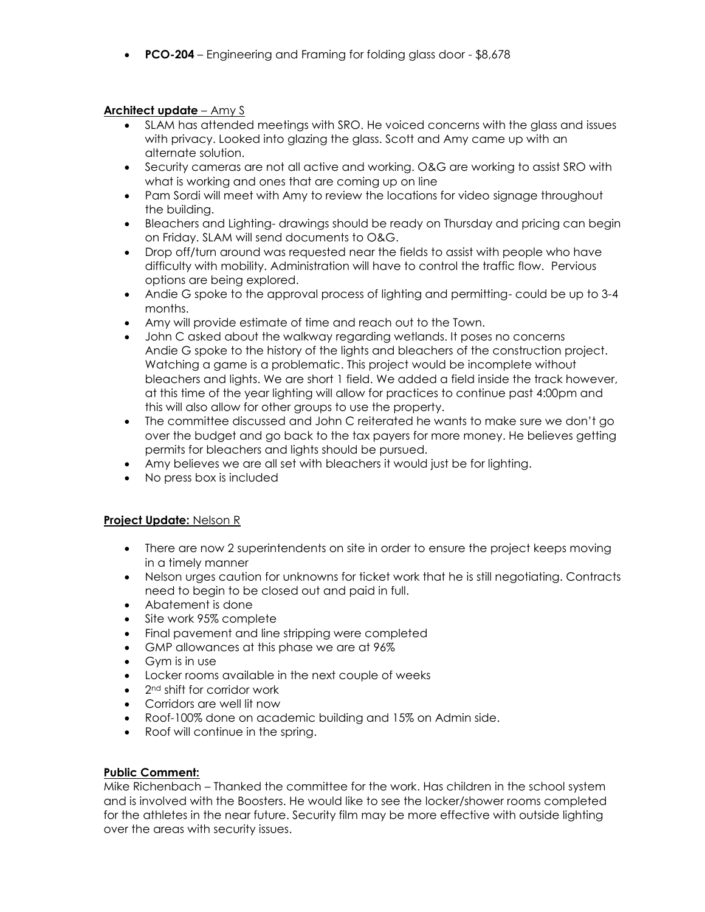- **PCO-204** – Engineering and Framing for folding glass door - $8,678

**Architect update** – Amy S

- SLAM has attended meetings with SRO. He voiced concerns with the glass and issues with privacy. Looked into glazing the glass. Scott and Amy came up with an alternate solution.
- Security cameras are not all active and working. O&G are working to assist SRO with what is working and ones that are coming up on line
- Pam Sordi will meet with Amy to review the locations for video signage throughout the building.
- Bleachers and Lighting- drawings should be ready on Thursday and pricing can begin on Friday. SLAM will send documents to O&G.
- Drop off/turn around was requested near the fields to assist with people who have difficulty with mobility. Administration will have to control the traffic flow. Pervious options are being explored.
- Andie G spoke to the approval process of lighting and permitting- could be up to 3-4 months.
- Amy will provide estimate of time and reach out to the Town.
- John C asked about the walkway regarding wetlands. It poses no concerns Andie G spoke to the history of the lights and bleachers of the construction project. Watching a game is a problematic. This project would be incomplete without bleachers and lights. We are short 1 field. We added a field inside the track however, at this time of the year lighting will allow for practices to continue past 4:00pm and this will also allow for other groups to use the property.
- The committee discussed and John C reiterated he wants to make sure we don't go over the budget and go back to the tax payers for more money. He believes getting permits for bleachers and lights should be pursued.
- Amy believes we are all set with bleachers it would just be for lighting.
- No press box is included

**Project Update:** Nelson R

- There are now 2 superintendents on site in order to ensure the project keeps moving in a timely manner
- Nelson urges caution for unknowns for ticket work that he is still negotiating. Contracts need to begin to be closed out and paid in full.
- Abatement is done
- Site work 95% complete
- Final pavement and line stripping were completed
- GMP allowances at this phase we are at 96%
- Gym is in use
- Locker rooms available in the next couple of weeks
- 2nd shift for corridor work
- Corridors are well lit now
- Roof-100% done on academic building and 15% on Admin side.
- Roof will continue in the spring.

**Public Comment:**

Mike Richenbach – Thanked the committee for the work. Has children in the school system and is involved with the Boosters. He would like to see the locker/shower rooms completed for the athletes in the near future. Security film may be more effective with outside lighting over the areas with security issues.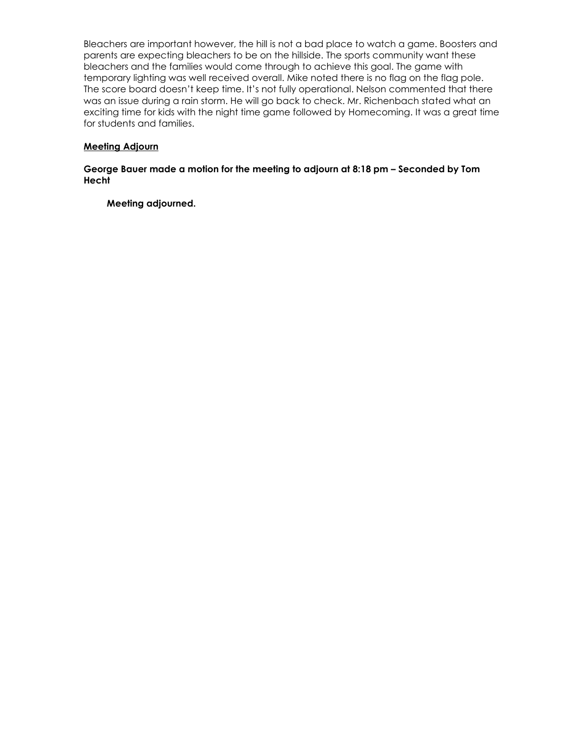Bleachers are important however, the hill is not a bad place to watch a game. Boosters and parents are expecting bleachers to be on the hillside. The sports community want these bleachers and the families would come through to achieve this goal. The game with temporary lighting was well received overall. Mike noted there is no flag on the flag pole. The score board doesn't keep time. It's not fully operational. Nelson commented that there was an issue during a rain storm. He will go back to check. Mr. Richenbach stated what an exciting time for kids with the night time game followed by Homecoming. It was a great time for students and families.

**Meeting Adjourn**

**George Bauer made a motion for the meeting to adjourn at 8:18 pm – Seconded by Tom Hecht**

**Meeting adjourned.**